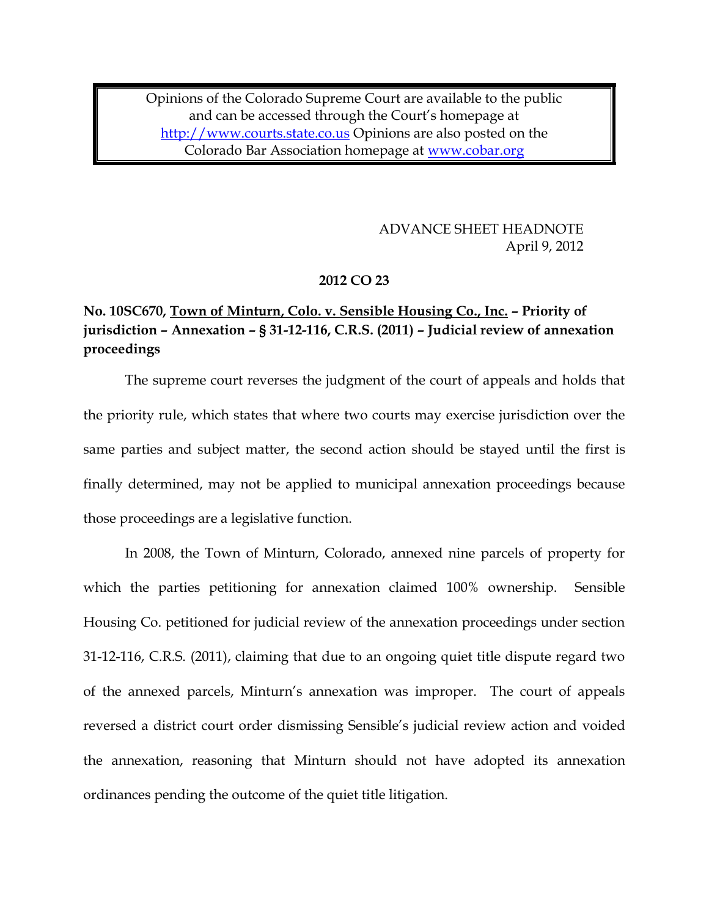Opinions of the Colorado Supreme Court are available to the public and can be accessed through the Court's homepage at http://www.courts.state.co.us Opinions are also posted on the Colorado Bar Association homepage at www.cobar.org

ADVANCE SHEET HEADNOTE
April 9, 2012

**2012 CO 23**

**No. 10SC670, Town of Minturn, Colo. v. Sensible Housing Co., Inc. – Priority of jurisdiction – Annexation – § 31-12-116, C.R.S. (2011) – Judicial review of annexation proceedings**

The supreme court reverses the judgment of the court of appeals and holds that the priority rule, which states that where two courts may exercise jurisdiction over the same parties and subject matter, the second action should be stayed until the first is finally determined, may not be applied to municipal annexation proceedings because those proceedings are a legislative function.

In 2008, the Town of Minturn, Colorado, annexed nine parcels of property for which the parties petitioning for annexation claimed 100% ownership. Sensible Housing Co. petitioned for judicial review of the annexation proceedings under section 31-12-116, C.R.S. (2011), claiming that due to an ongoing quiet title dispute regard two of the annexed parcels, Minturn's annexation was improper. The court of appeals reversed a district court order dismissing Sensible's judicial review action and voided the annexation, reasoning that Minturn should not have adopted its annexation ordinances pending the outcome of the quiet title litigation.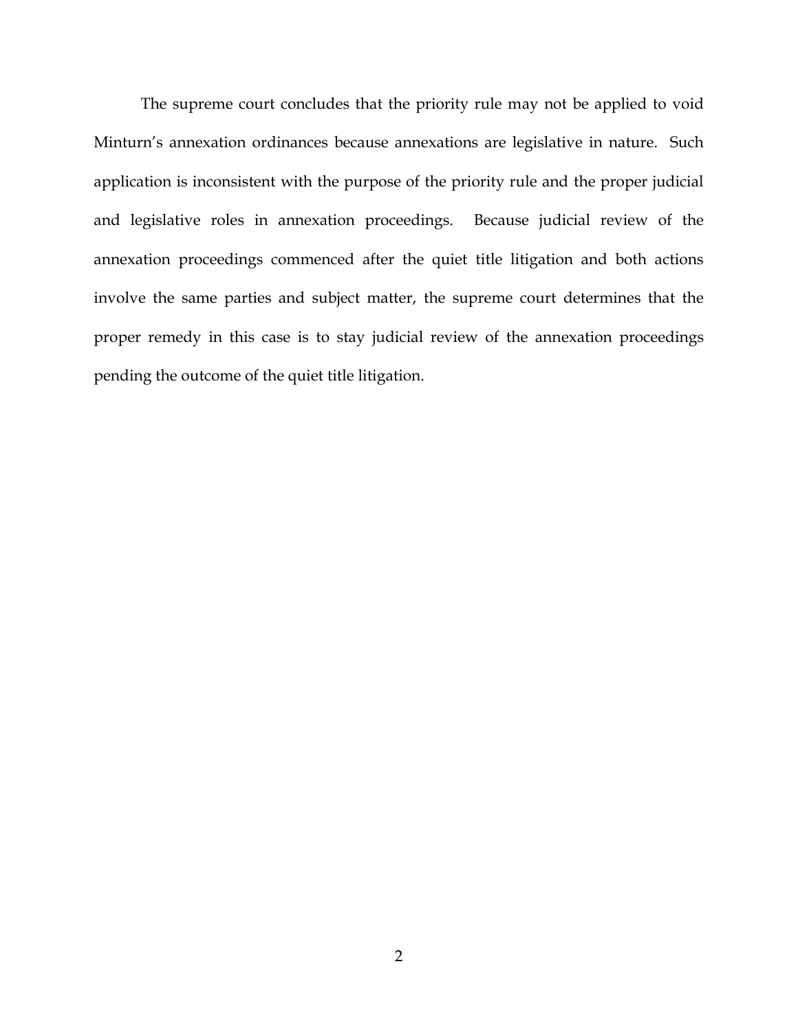The supreme court concludes that the priority rule may not be applied to void Minturn's annexation ordinances because annexations are legislative in nature. Such application is inconsistent with the purpose of the priority rule and the proper judicial and legislative roles in annexation proceedings. Because judicial review of the annexation proceedings commenced after the quiet title litigation and both actions involve the same parties and subject matter, the supreme court determines that the proper remedy in this case is to stay judicial review of the annexation proceedings pending the outcome of the quiet title litigation.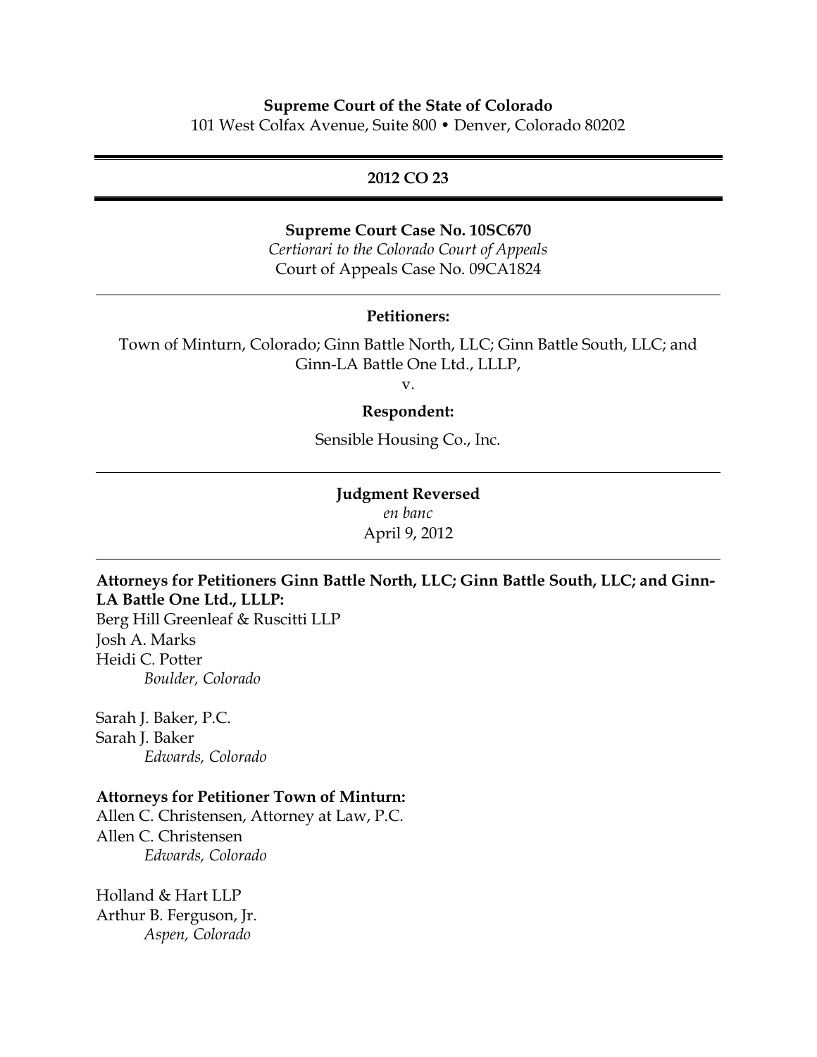**Supreme Court of the State of Colorado**
101 West Colfax Avenue, Suite 800 • Denver, Colorado 80202

---

**2012 CO 23**

---

**Supreme Court Case No. 10SC670**
*Certiorari to the Colorado Court of Appeals*
Court of Appeals Case No. 09CA1824

---

**Petitioners:**

Town of Minturn, Colorado; Ginn Battle North, LLC; Ginn Battle South, LLC; and Ginn-LA Battle One Ltd., LLLP,

v.

**Respondent:**

Sensible Housing Co., Inc.

---

**Judgment Reversed**
*en banc*
April 9, 2012

---

**Attorneys for Petitioners Ginn Battle North, LLC; Ginn Battle South, LLC; and Ginn-LA Battle One Ltd., LLLP:**
Berg Hill Greenleaf & Ruscitti LLP
Josh A. Marks
Heidi C. Potter
*Boulder, Colorado*

Sarah J. Baker, P.C.
Sarah J. Baker
*Edwards, Colorado*

**Attorneys for Petitioner Town of Minturn:**
Allen C. Christensen, Attorney at Law, P.C.
Allen C. Christensen
*Edwards, Colorado*

Holland & Hart LLP
Arthur B. Ferguson, Jr.
*Aspen, Colorado*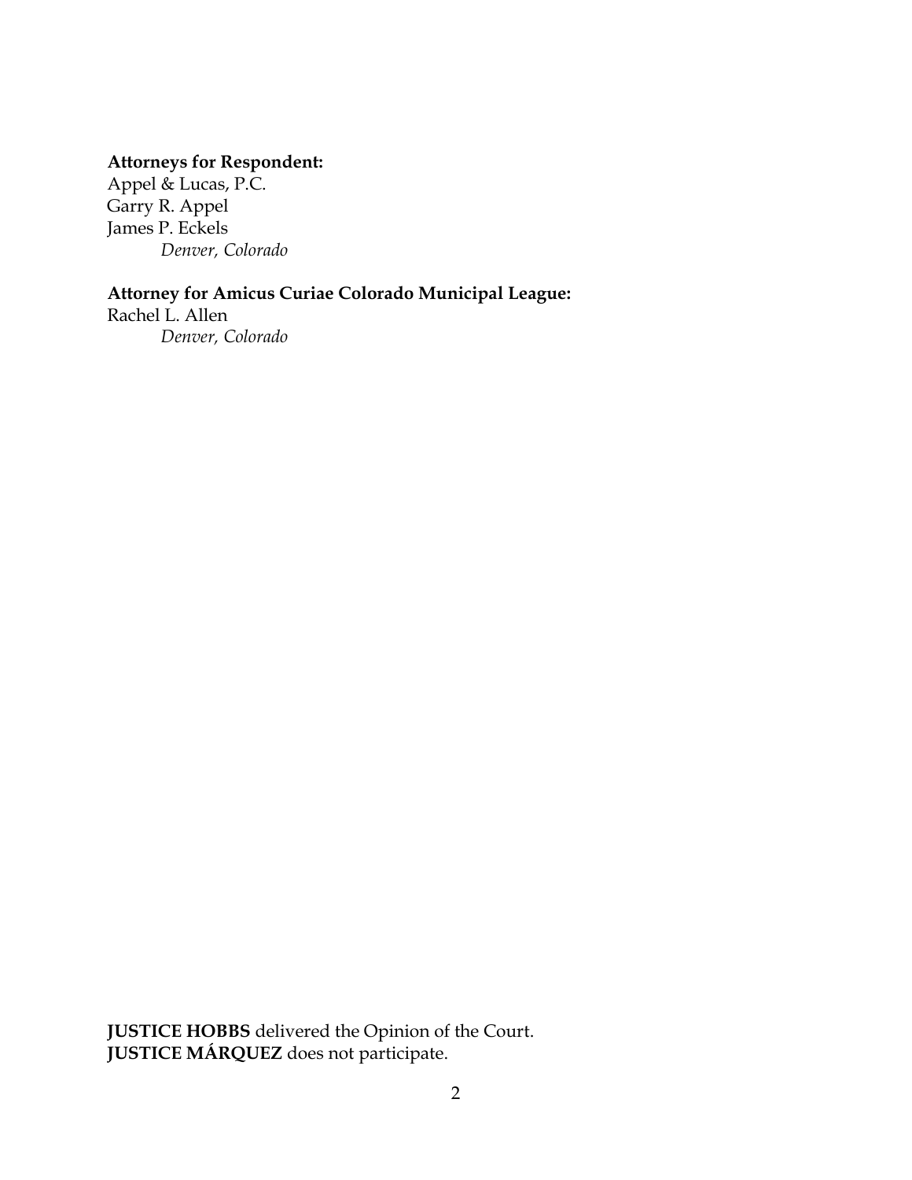**Attorneys for Respondent:**
Appel & Lucas, P.C.
Garry R. Appel
James P. Eckels
*Denver, Colorado*

**Attorney for Amicus Curiae Colorado Municipal League:**
Rachel L. Allen
*Denver, Colorado*

**JUSTICE HOBBS** delivered the Opinion of the Court.
**JUSTICE MÁRQUEZ** does not participate.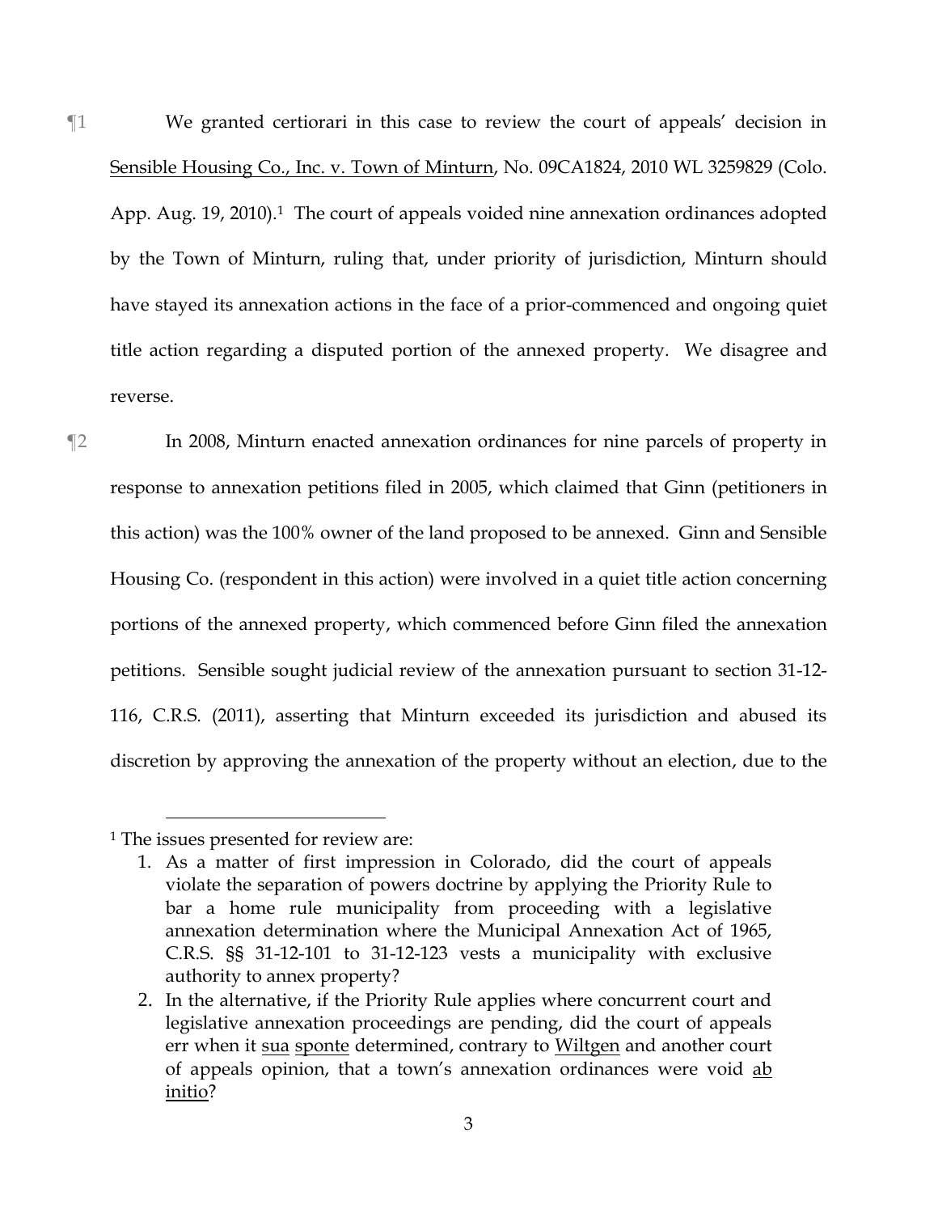¶1 We granted certiorari in this case to review the court of appeals' decision in Sensible Housing Co., Inc. v. Town of Minturn, No. 09CA1824, 2010 WL 3259829 (Colo. App. Aug. 19, 2010).[1] The court of appeals voided nine annexation ordinances adopted by the Town of Minturn, ruling that, under priority of jurisdiction, Minturn should have stayed its annexation actions in the face of a prior-commenced and ongoing quiet title action regarding a disputed portion of the annexed property. We disagree and reverse.

¶2 In 2008, Minturn enacted annexation ordinances for nine parcels of property in response to annexation petitions filed in 2005, which claimed that Ginn (petitioners in this action) was the 100% owner of the land proposed to be annexed. Ginn and Sensible Housing Co. (respondent in this action) were involved in a quiet title action concerning portions of the annexed property, which commenced before Ginn filed the annexation petitions. Sensible sought judicial review of the annexation pursuant to section 31-12-116, C.R.S. (2011), asserting that Minturn exceeded its jurisdiction and abused its discretion by approving the annexation of the property without an election, due to the

---

[1] The issues presented for review are:

1. As a matter of first impression in Colorado, did the court of appeals violate the separation of powers doctrine by applying the Priority Rule to bar a home rule municipality from proceeding with a legislative annexation determination where the Municipal Annexation Act of 1965, C.R.S. §§ 31-12-101 to 31-12-123 vests a municipality with exclusive authority to annex property?
2. In the alternative, if the Priority Rule applies where concurrent court and legislative annexation proceedings are pending, did the court of appeals err when it sua sponte determined, contrary to Wiltgen and another court of appeals opinion, that a town's annexation ordinances were void ab initio?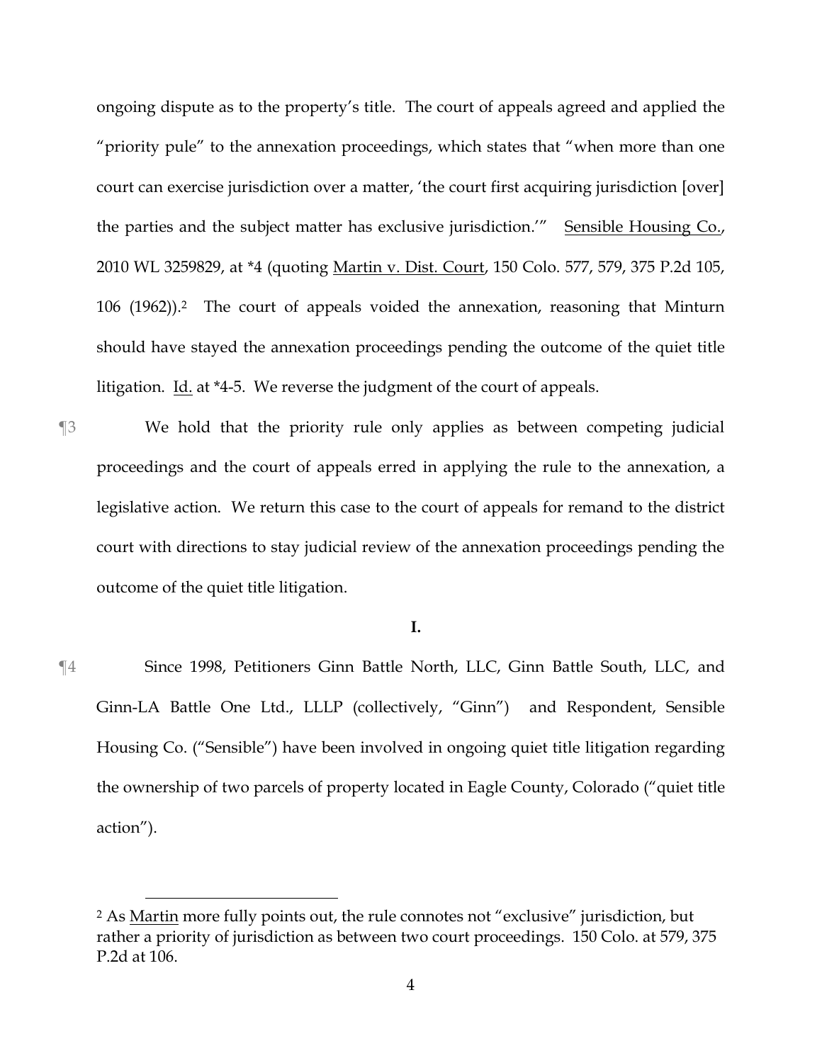ongoing dispute as to the property's title. The court of appeals agreed and applied the "priority pule" to the annexation proceedings, which states that "when more than one court can exercise jurisdiction over a matter, 'the court first acquiring jurisdiction [over] the parties and the subject matter has exclusive jurisdiction.'" Sensible Housing Co., 2010 WL 3259829, at *4 (quoting Martin v. Dist. Court, 150 Colo. 577, 579, 375 P.2d 105, 106 (1962)).[2] The court of appeals voided the annexation, reasoning that Minturn should have stayed the annexation proceedings pending the outcome of the quiet title litigation. Id. at *4-5. We reverse the judgment of the court of appeals.

¶3 We hold that the priority rule only applies as between competing judicial proceedings and the court of appeals erred in applying the rule to the annexation, a legislative action. We return this case to the court of appeals for remand to the district court with directions to stay judicial review of the annexation proceedings pending the outcome of the quiet title litigation.

**I.**

¶4 Since 1998, Petitioners Ginn Battle North, LLC, Ginn Battle South, LLC, and Ginn-LA Battle One Ltd., LLLP (collectively, "Ginn") and Respondent, Sensible Housing Co. ("Sensible") have been involved in ongoing quiet title litigation regarding the ownership of two parcels of property located in Eagle County, Colorado ("quiet title action").

---

[2] As Martin more fully points out, the rule connotes not "exclusive" jurisdiction, but rather a priority of jurisdiction as between two court proceedings. 150 Colo. at 579, 375 P.2d at 106.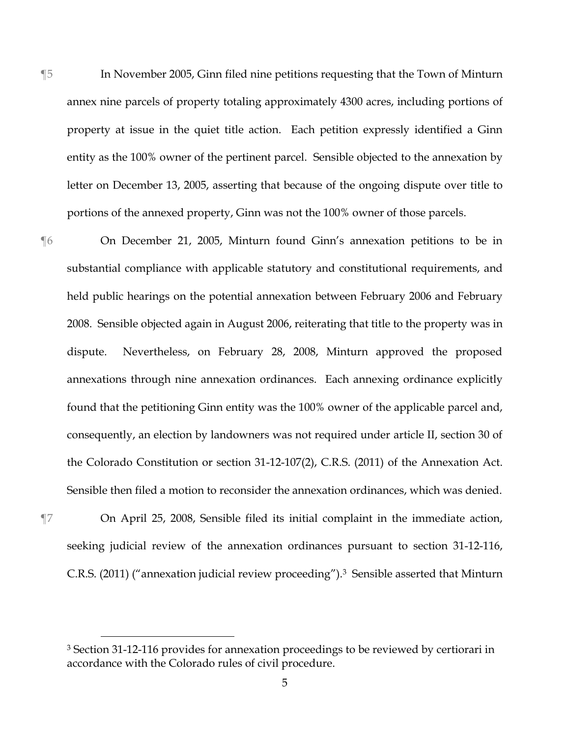¶5 In November 2005, Ginn filed nine petitions requesting that the Town of Minturn annex nine parcels of property totaling approximately 4300 acres, including portions of property at issue in the quiet title action. Each petition expressly identified a Ginn entity as the 100% owner of the pertinent parcel. Sensible objected to the annexation by letter on December 13, 2005, asserting that because of the ongoing dispute over title to portions of the annexed property, Ginn was not the 100% owner of those parcels.

¶6 On December 21, 2005, Minturn found Ginn's annexation petitions to be in substantial compliance with applicable statutory and constitutional requirements, and held public hearings on the potential annexation between February 2006 and February 2008. Sensible objected again in August 2006, reiterating that title to the property was in dispute. Nevertheless, on February 28, 2008, Minturn approved the proposed annexations through nine annexation ordinances. Each annexing ordinance explicitly found that the petitioning Ginn entity was the 100% owner of the applicable parcel and, consequently, an election by landowners was not required under article II, section 30 of the Colorado Constitution or section 31-12-107(2), C.R.S. (2011) of the Annexation Act. Sensible then filed a motion to reconsider the annexation ordinances, which was denied.

¶7 On April 25, 2008, Sensible filed its initial complaint in the immediate action, seeking judicial review of the annexation ordinances pursuant to section 31-12-116, C.R.S. (2011) ("annexation judicial review proceeding").[3] Sensible asserted that Minturn

---

[3] Section 31-12-116 provides for annexation proceedings to be reviewed by certiorari in accordance with the Colorado rules of civil procedure.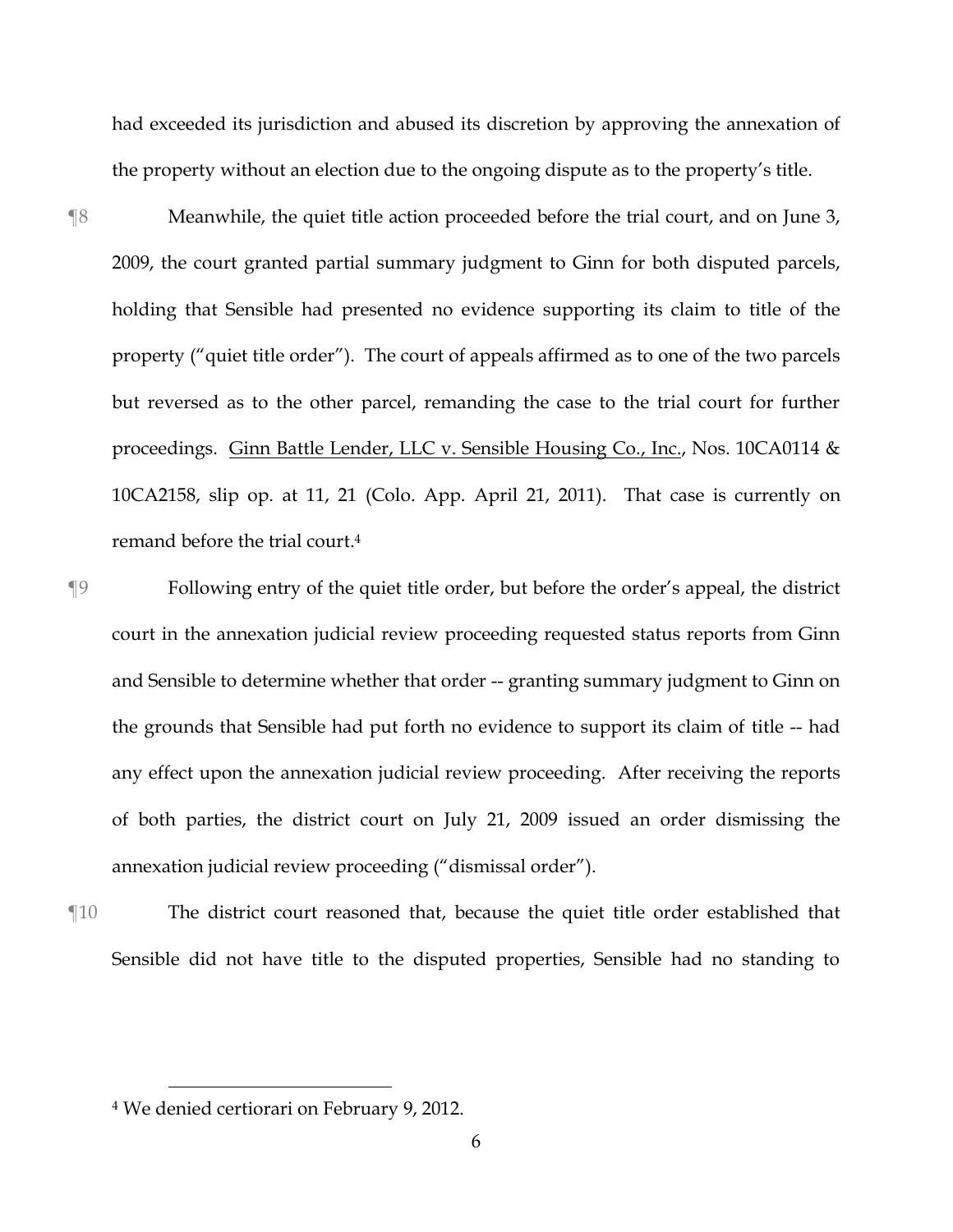had exceeded its jurisdiction and abused its discretion by approving the annexation of the property without an election due to the ongoing dispute as to the property's title.

¶8 Meanwhile, the quiet title action proceeded before the trial court, and on June 3, 2009, the court granted partial summary judgment to Ginn for both disputed parcels, holding that Sensible had presented no evidence supporting its claim to title of the property ("quiet title order"). The court of appeals affirmed as to one of the two parcels but reversed as to the other parcel, remanding the case to the trial court for further proceedings. Ginn Battle Lender, LLC v. Sensible Housing Co., Inc., Nos. 10CA0114 & 10CA2158, slip op. at 11, 21 (Colo. App. April 21, 2011). That case is currently on remand before the trial court.[4]

¶9 Following entry of the quiet title order, but before the order's appeal, the district court in the annexation judicial review proceeding requested status reports from Ginn and Sensible to determine whether that order -- granting summary judgment to Ginn on the grounds that Sensible had put forth no evidence to support its claim of title -- had any effect upon the annexation judicial review proceeding. After receiving the reports of both parties, the district court on July 21, 2009 issued an order dismissing the annexation judicial review proceeding ("dismissal order").

¶10 The district court reasoned that, because the quiet title order established that Sensible did not have title to the disputed properties, Sensible had no standing to

[4] We denied certiorari on February 9, 2012.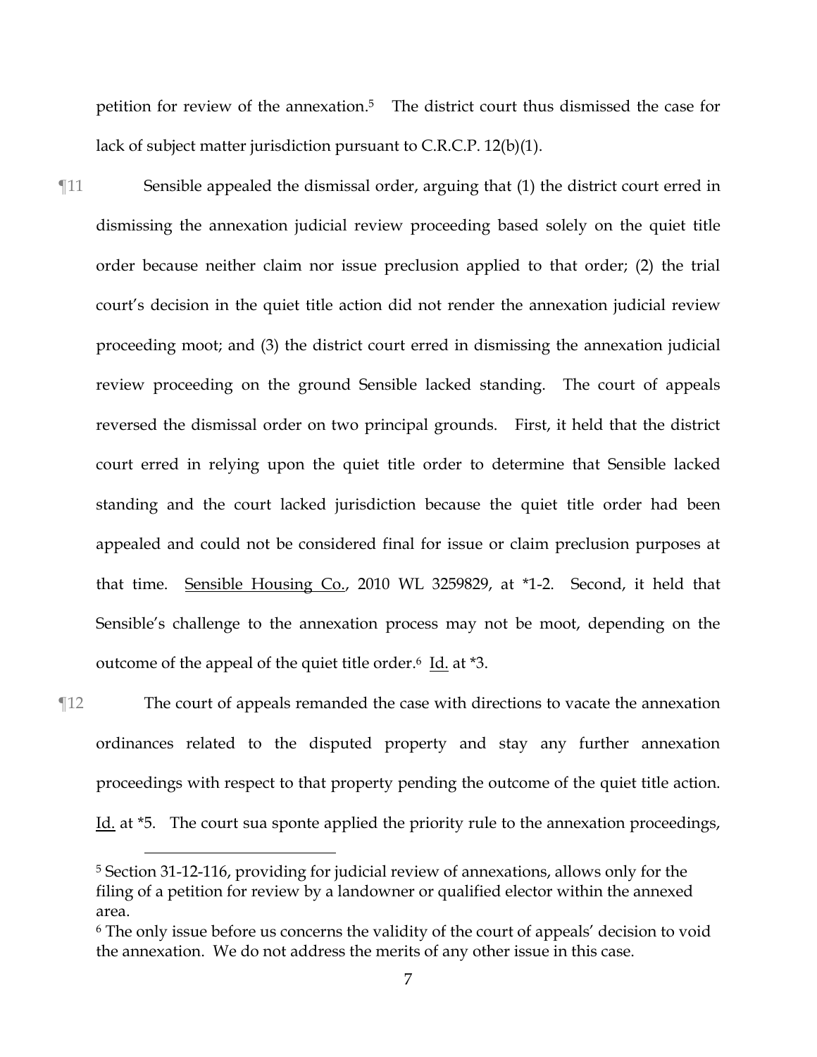petition for review of the annexation.[5] The district court thus dismissed the case for lack of subject matter jurisdiction pursuant to C.R.C.P. 12(b)(1).

¶11 Sensible appealed the dismissal order, arguing that (1) the district court erred in dismissing the annexation judicial review proceeding based solely on the quiet title order because neither claim nor issue preclusion applied to that order; (2) the trial court's decision in the quiet title action did not render the annexation judicial review proceeding moot; and (3) the district court erred in dismissing the annexation judicial review proceeding on the ground Sensible lacked standing. The court of appeals reversed the dismissal order on two principal grounds. First, it held that the district court erred in relying upon the quiet title order to determine that Sensible lacked standing and the court lacked jurisdiction because the quiet title order had been appealed and could not be considered final for issue or claim preclusion purposes at that time. Sensible Housing Co., 2010 WL 3259829, at *1-2. Second, it held that Sensible's challenge to the annexation process may not be moot, depending on the outcome of the appeal of the quiet title order.[6] Id. at *3.

¶12 The court of appeals remanded the case with directions to vacate the annexation ordinances related to the disputed property and stay any further annexation proceedings with respect to that property pending the outcome of the quiet title action. Id. at *5. The court sua sponte applied the priority rule to the annexation proceedings,

---

[5] Section 31-12-116, providing for judicial review of annexations, allows only for the filing of a petition for review by a landowner or qualified elector within the annexed area.

[6] The only issue before us concerns the validity of the court of appeals' decision to void the annexation. We do not address the merits of any other issue in this case.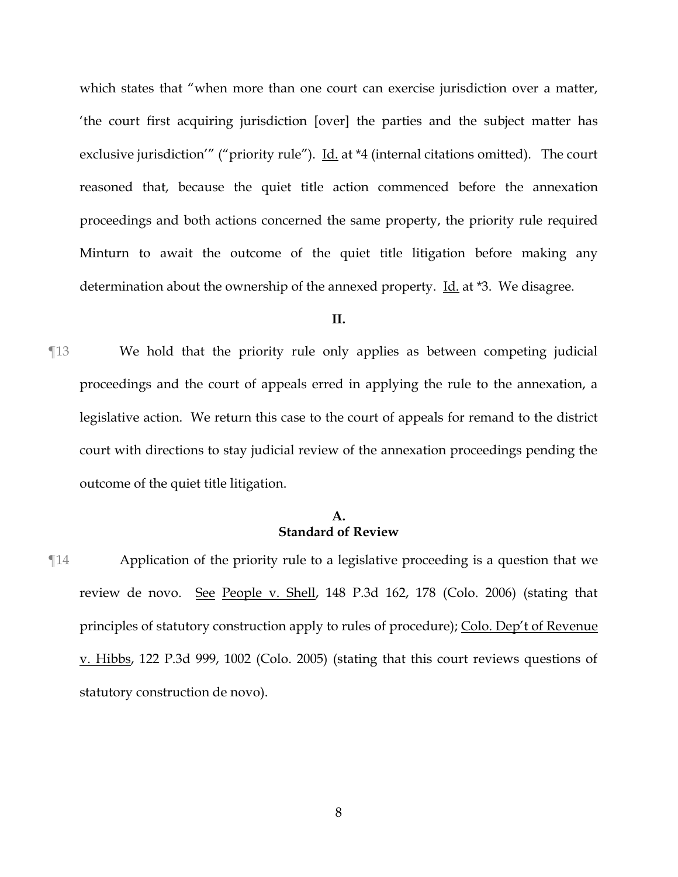which states that "when more than one court can exercise jurisdiction over a matter, 'the court first acquiring jurisdiction [over] the parties and the subject matter has exclusive jurisdiction'" ("priority rule"). Id. at *4 (internal citations omitted). The court reasoned that, because the quiet title action commenced before the annexation proceedings and both actions concerned the same property, the priority rule required Minturn to await the outcome of the quiet title litigation before making any determination about the ownership of the annexed property. Id. at *3. We disagree.

## II.

¶13 We hold that the priority rule only applies as between competing judicial proceedings and the court of appeals erred in applying the rule to the annexation, a legislative action. We return this case to the court of appeals for remand to the district court with directions to stay judicial review of the annexation proceedings pending the outcome of the quiet title litigation.

### A.
### Standard of Review

¶14 Application of the priority rule to a legislative proceeding is a question that we review de novo. See People v. Shell, 148 P.3d 162, 178 (Colo. 2006) (stating that principles of statutory construction apply to rules of procedure); Colo. Dep't of Revenue v. Hibbs, 122 P.3d 999, 1002 (Colo. 2005) (stating that this court reviews questions of statutory construction de novo).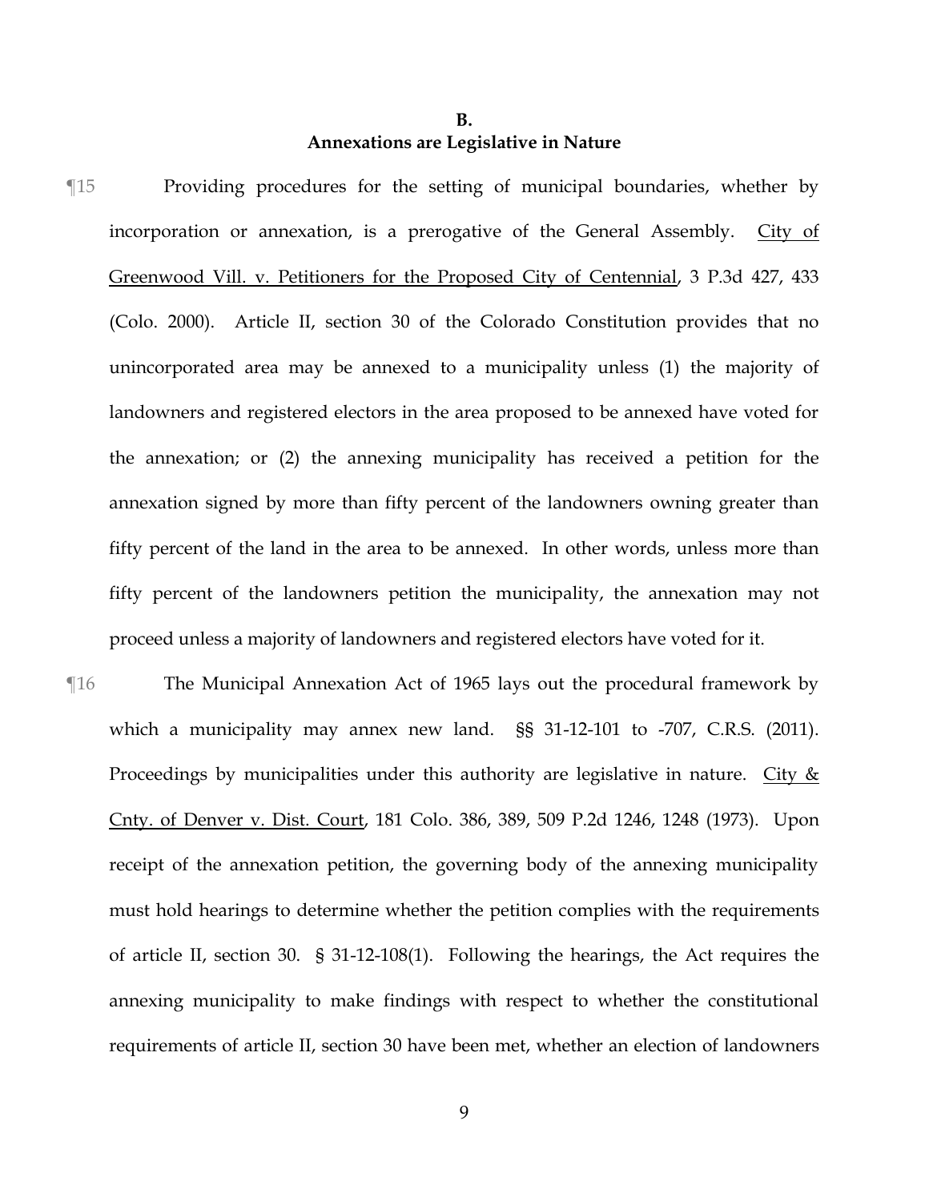## B.
## Annexations are Legislative in Nature

¶15 Providing procedures for the setting of municipal boundaries, whether by incorporation or annexation, is a prerogative of the General Assembly. City of Greenwood Vill. v. Petitioners for the Proposed City of Centennial, 3 P.3d 427, 433 (Colo. 2000). Article II, section 30 of the Colorado Constitution provides that no unincorporated area may be annexed to a municipality unless (1) the majority of landowners and registered electors in the area proposed to be annexed have voted for the annexation; or (2) the annexing municipality has received a petition for the annexation signed by more than fifty percent of the landowners owning greater than fifty percent of the land in the area to be annexed. In other words, unless more than fifty percent of the landowners petition the municipality, the annexation may not proceed unless a majority of landowners and registered electors have voted for it.

¶16 The Municipal Annexation Act of 1965 lays out the procedural framework by which a municipality may annex new land. §§ 31-12-101 to -707, C.R.S. (2011). Proceedings by municipalities under this authority are legislative in nature. City & Cnty. of Denver v. Dist. Court, 181 Colo. 386, 389, 509 P.2d 1246, 1248 (1973). Upon receipt of the annexation petition, the governing body of the annexing municipality must hold hearings to determine whether the petition complies with the requirements of article II, section 30. § 31-12-108(1). Following the hearings, the Act requires the annexing municipality to make findings with respect to whether the constitutional requirements of article II, section 30 have been met, whether an election of landowners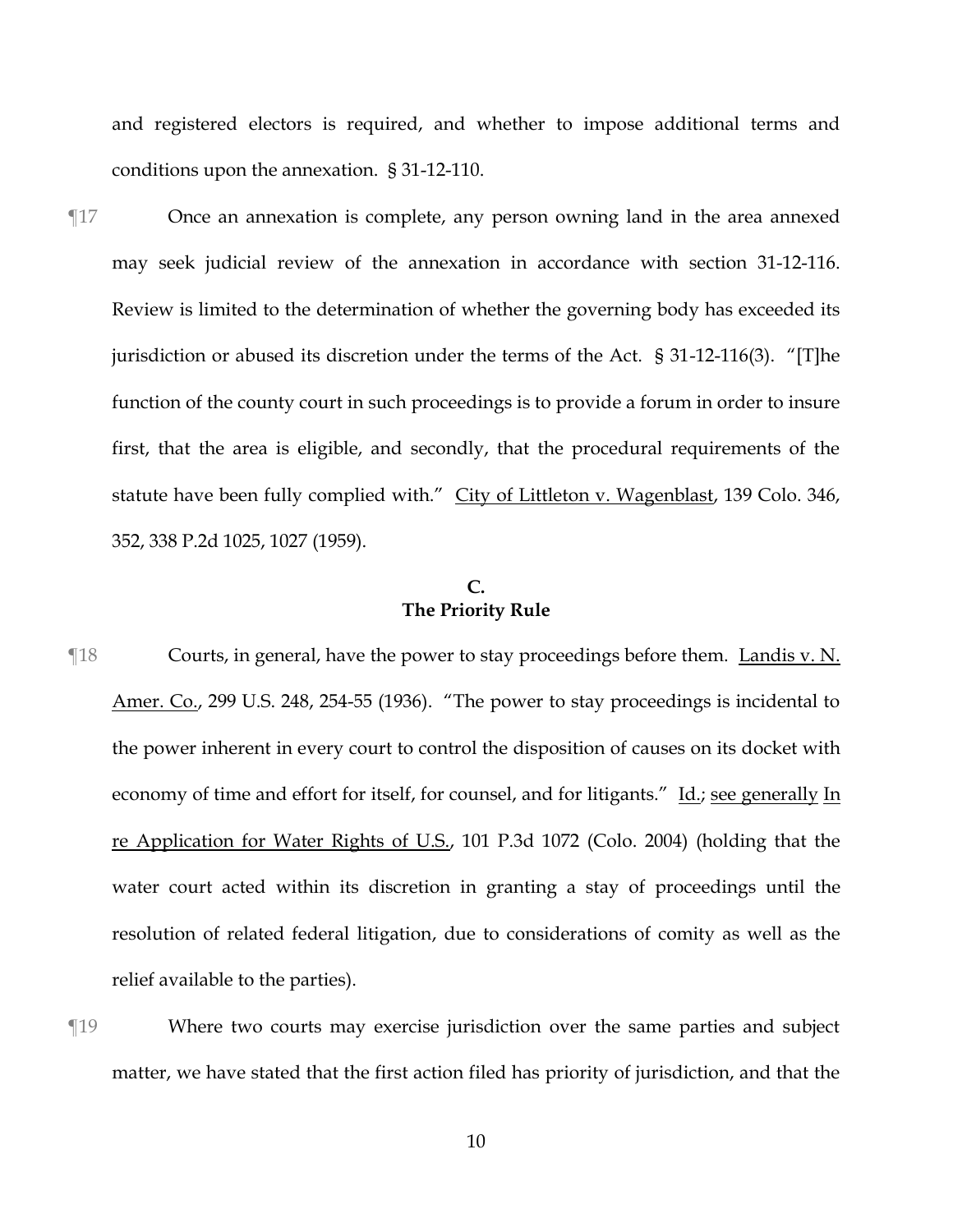and registered electors is required, and whether to impose additional terms and conditions upon the annexation. § 31-12-110.

¶17 Once an annexation is complete, any person owning land in the area annexed may seek judicial review of the annexation in accordance with section 31-12-116. Review is limited to the determination of whether the governing body has exceeded its jurisdiction or abused its discretion under the terms of the Act. § 31-12-116(3). "[T]he function of the county court in such proceedings is to provide a forum in order to insure first, that the area is eligible, and secondly, that the procedural requirements of the statute have been fully complied with." City of Littleton v. Wagenblast, 139 Colo. 346, 352, 338 P.2d 1025, 1027 (1959).

### C.
### The Priority Rule

¶18 Courts, in general, have the power to stay proceedings before them. Landis v. N. Amer. Co., 299 U.S. 248, 254-55 (1936). "The power to stay proceedings is incidental to the power inherent in every court to control the disposition of causes on its docket with economy of time and effort for itself, for counsel, and for litigants." Id.; see generally In re Application for Water Rights of U.S., 101 P.3d 1072 (Colo. 2004) (holding that the water court acted within its discretion in granting a stay of proceedings until the resolution of related federal litigation, due to considerations of comity as well as the relief available to the parties).

¶19 Where two courts may exercise jurisdiction over the same parties and subject matter, we have stated that the first action filed has priority of jurisdiction, and that the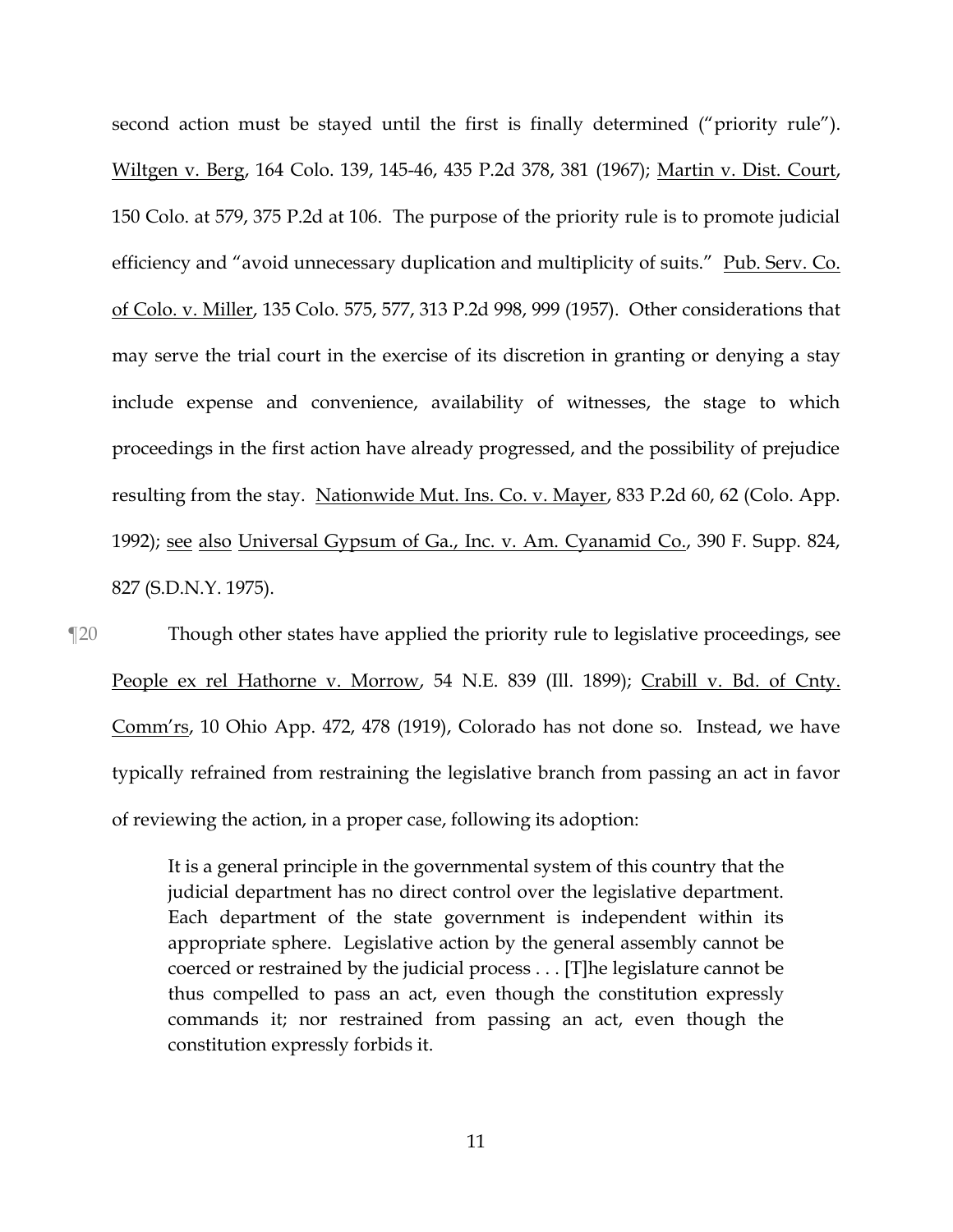second action must be stayed until the first is finally determined ("priority rule"). Wiltgen v. Berg, 164 Colo. 139, 145-46, 435 P.2d 378, 381 (1967); Martin v. Dist. Court, 150 Colo. at 579, 375 P.2d at 106. The purpose of the priority rule is to promote judicial efficiency and "avoid unnecessary duplication and multiplicity of suits." Pub. Serv. Co. of Colo. v. Miller, 135 Colo. 575, 577, 313 P.2d 998, 999 (1957). Other considerations that may serve the trial court in the exercise of its discretion in granting or denying a stay include expense and convenience, availability of witnesses, the stage to which proceedings in the first action have already progressed, and the possibility of prejudice resulting from the stay. Nationwide Mut. Ins. Co. v. Mayer, 833 P.2d 60, 62 (Colo. App. 1992); see also Universal Gypsum of Ga., Inc. v. Am. Cyanamid Co., 390 F. Supp. 824, 827 (S.D.N.Y. 1975).

¶20 Though other states have applied the priority rule to legislative proceedings, see People ex rel Hathorne v. Morrow, 54 N.E. 839 (Ill. 1899); Crabill v. Bd. of Cnty. Comm'rs, 10 Ohio App. 472, 478 (1919), Colorado has not done so. Instead, we have typically refrained from restraining the legislative branch from passing an act in favor of reviewing the action, in a proper case, following its adoption:

> It is a general principle in the governmental system of this country that the judicial department has no direct control over the legislative department. Each department of the state government is independent within its appropriate sphere. Legislative action by the general assembly cannot be coerced or restrained by the judicial process . . . [T]he legislature cannot be thus compelled to pass an act, even though the constitution expressly commands it; nor restrained from passing an act, even though the constitution expressly forbids it.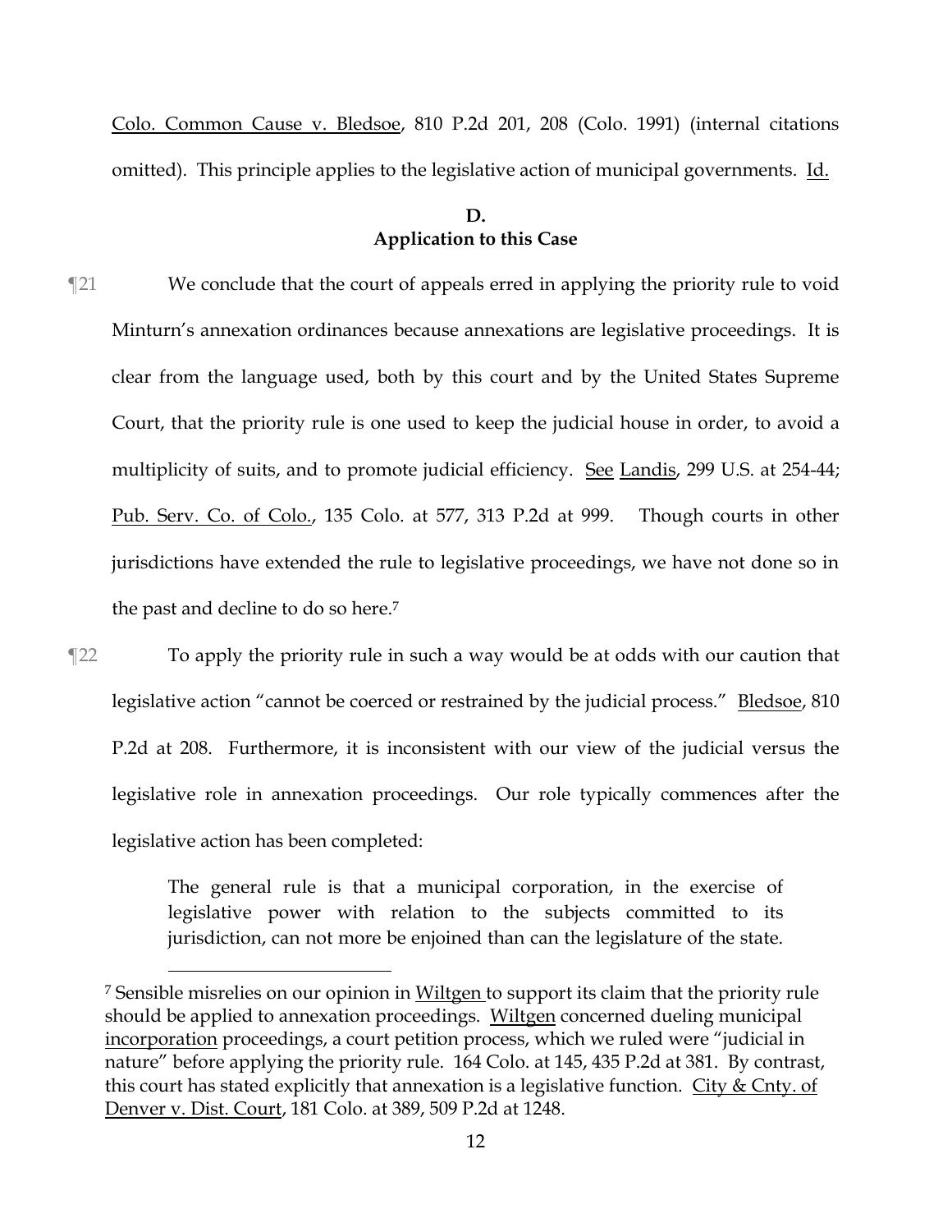Colo. Common Cause v. Bledsoe, 810 P.2d 201, 208 (Colo. 1991) (internal citations omitted). This principle applies to the legislative action of municipal governments. Id.

### D. Application to this Case

¶21 We conclude that the court of appeals erred in applying the priority rule to void Minturn's annexation ordinances because annexations are legislative proceedings. It is clear from the language used, both by this court and by the United States Supreme Court, that the priority rule is one used to keep the judicial house in order, to avoid a multiplicity of suits, and to promote judicial efficiency. See Landis, 299 U.S. at 254-44; Pub. Serv. Co. of Colo., 135 Colo. at 577, 313 P.2d at 999. Though courts in other jurisdictions have extended the rule to legislative proceedings, we have not done so in the past and decline to do so here.[7]

¶22 To apply the priority rule in such a way would be at odds with our caution that legislative action "cannot be coerced or restrained by the judicial process." Bledsoe, 810 P.2d at 208. Furthermore, it is inconsistent with our view of the judicial versus the legislative role in annexation proceedings. Our role typically commences after the legislative action has been completed:

> The general rule is that a municipal corporation, in the exercise of legislative power with relation to the subjects committed to its jurisdiction, can not more be enjoined than can the legislature of the state.

---

[7] Sensible misrelies on our opinion in Wiltgen to support its claim that the priority rule should be applied to annexation proceedings. Wiltgen concerned dueling municipal incorporation proceedings, a court petition process, which we ruled were "judicial in nature" before applying the priority rule. 164 Colo. at 145, 435 P.2d at 381. By contrast, this court has stated explicitly that annexation is a legislative function. City & Cnty. of Denver v. Dist. Court, 181 Colo. at 389, 509 P.2d at 1248.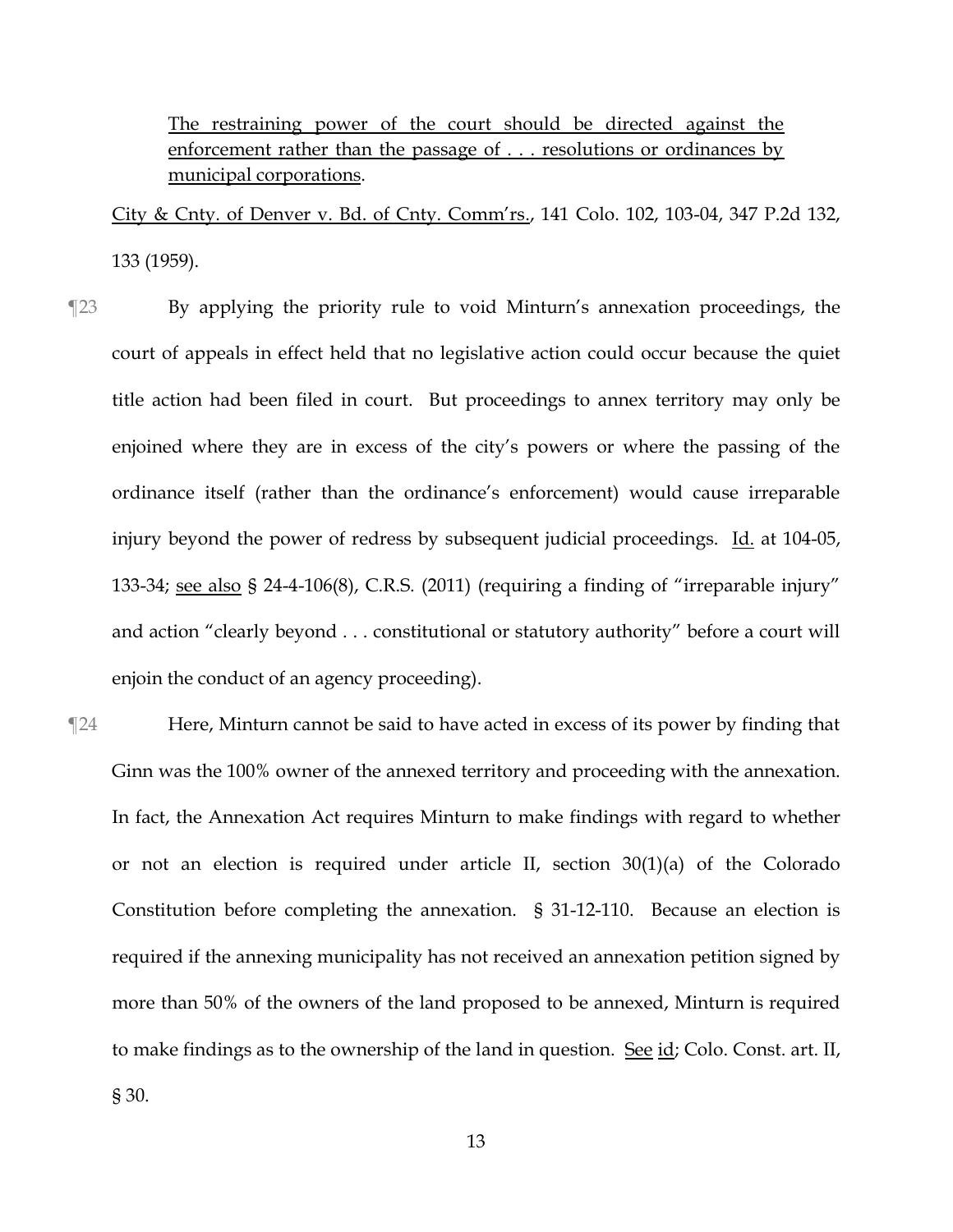The restraining power of the court should be directed against the enforcement rather than the passage of . . . resolutions or ordinances by municipal corporations.

City & Cnty. of Denver v. Bd. of Cnty. Comm'rs., 141 Colo. 102, 103-04, 347 P.2d 132, 133 (1959).

¶23 By applying the priority rule to void Minturn's annexation proceedings, the court of appeals in effect held that no legislative action could occur because the quiet title action had been filed in court. But proceedings to annex territory may only be enjoined where they are in excess of the city's powers or where the passing of the ordinance itself (rather than the ordinance's enforcement) would cause irreparable injury beyond the power of redress by subsequent judicial proceedings. Id. at 104-05, 133-34; see also § 24-4-106(8), C.R.S. (2011) (requiring a finding of "irreparable injury" and action "clearly beyond . . . constitutional or statutory authority" before a court will enjoin the conduct of an agency proceeding).

¶24 Here, Minturn cannot be said to have acted in excess of its power by finding that Ginn was the 100% owner of the annexed territory and proceeding with the annexation. In fact, the Annexation Act requires Minturn to make findings with regard to whether or not an election is required under article II, section 30(1)(a) of the Colorado Constitution before completing the annexation. § 31-12-110. Because an election is required if the annexing municipality has not received an annexation petition signed by more than 50% of the owners of the land proposed to be annexed, Minturn is required to make findings as to the ownership of the land in question. See id; Colo. Const. art. II, § 30.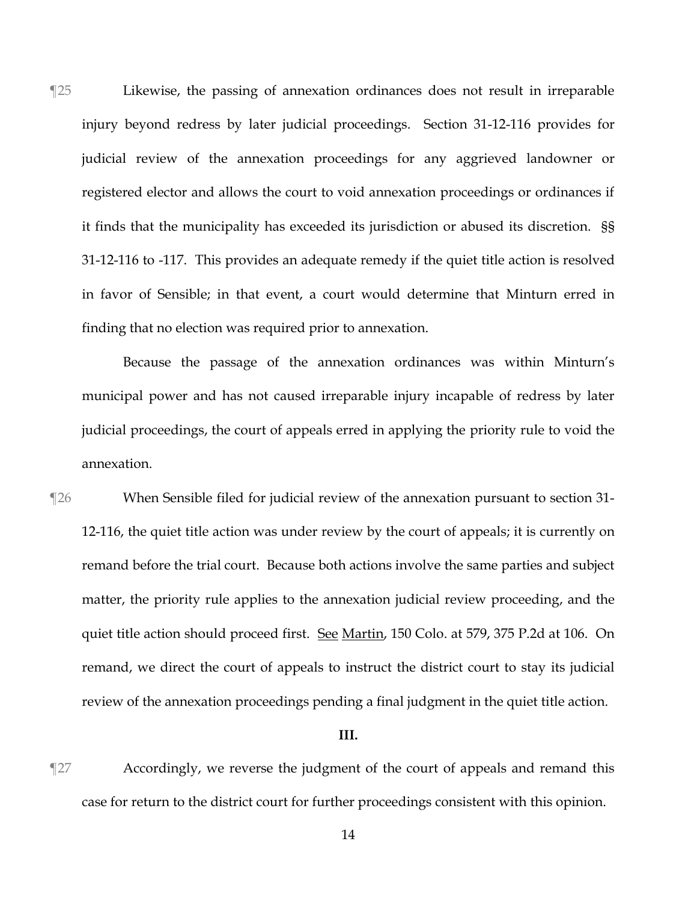¶25 Likewise, the passing of annexation ordinances does not result in irreparable injury beyond redress by later judicial proceedings. Section 31-12-116 provides for judicial review of the annexation proceedings for any aggrieved landowner or registered elector and allows the court to void annexation proceedings or ordinances if it finds that the municipality has exceeded its jurisdiction or abused its discretion. §§ 31-12-116 to -117. This provides an adequate remedy if the quiet title action is resolved in favor of Sensible; in that event, a court would determine that Minturn erred in finding that no election was required prior to annexation.

Because the passage of the annexation ordinances was within Minturn's municipal power and has not caused irreparable injury incapable of redress by later judicial proceedings, the court of appeals erred in applying the priority rule to void the annexation.

¶26 When Sensible filed for judicial review of the annexation pursuant to section 31-12-116, the quiet title action was under review by the court of appeals; it is currently on remand before the trial court. Because both actions involve the same parties and subject matter, the priority rule applies to the annexation judicial review proceeding, and the quiet title action should proceed first. <u>See</u> <u>Martin</u>, 150 Colo. at 579, 375 P.2d at 106. On remand, we direct the court of appeals to instruct the district court to stay its judicial review of the annexation proceedings pending a final judgment in the quiet title action.

**III.**

¶27 Accordingly, we reverse the judgment of the court of appeals and remand this case for return to the district court for further proceedings consistent with this opinion.